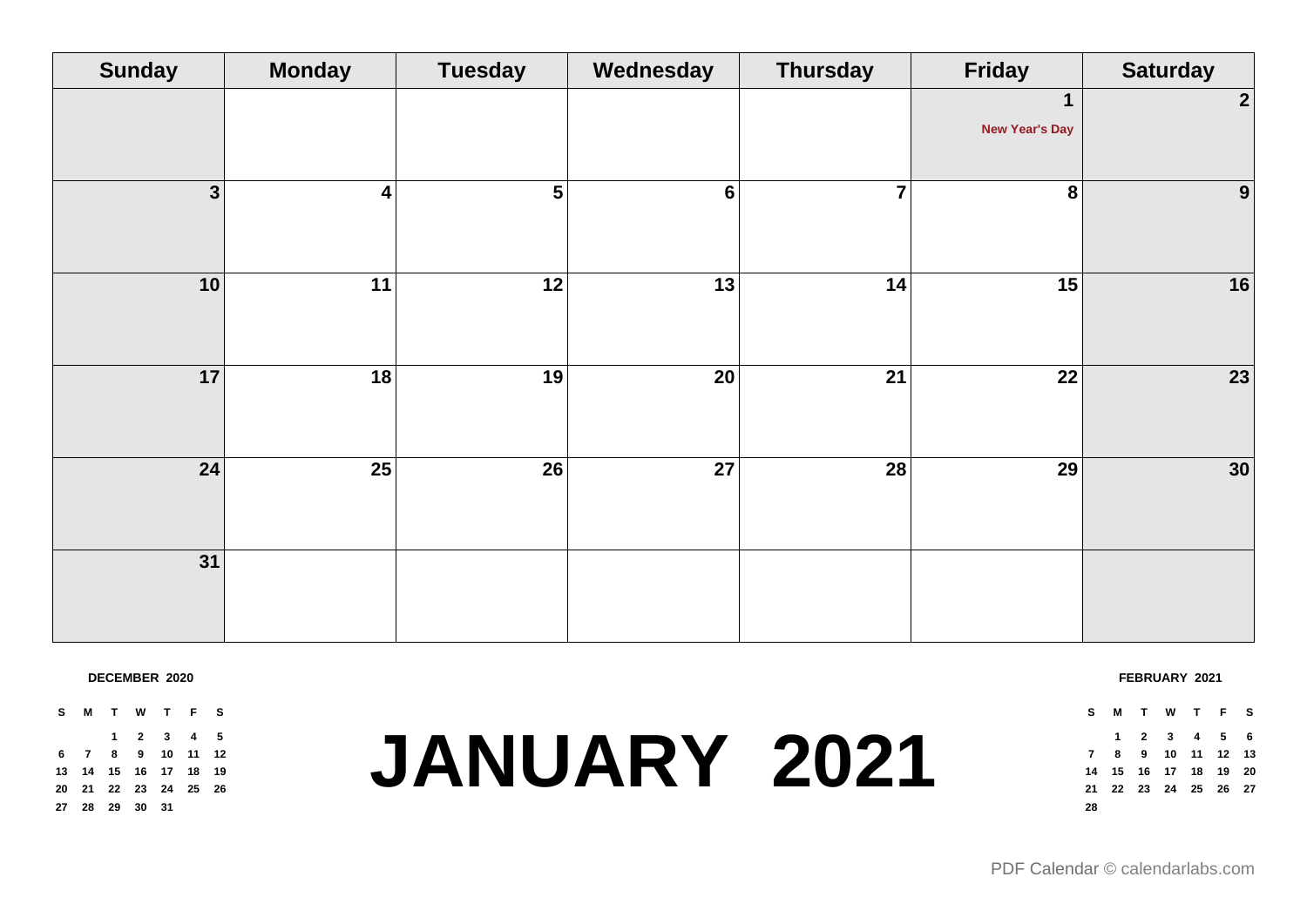# JANUARY 2021

| Sunday | Monday | Tuesday | Wednesday | Thursday | Friday | Saturday |
|---|---|---|---|---|---|---|
| | | | | | 1 New Year's Day | 2 |
| 3 | 4 | 5 | 6 | 7 | 8 | 9 |
| 10 | 11 | 12 | 13 | 14 | 15 | 16 |
| 17 | 18 | 19 | 20 | 21 | 22 | 23 |
| 24 | 25 | 26 | 27 | 28 | 29 | 30 |
| 31 | | | | | | |

**DECEMBER 2020**

| S | M | T | W | T | F | S |
|---|---|---|---|---|---|---|
| | | 1 | 2 | 3 | 4 | 5 |
| 6 | 7 | 8 | 9 | 10 | 11 | 12 |
| 13 | 14 | 15 | 16 | 17 | 18 | 19 |
| 20 | 21 | 22 | 23 | 24 | 25 | 26 |
| 27 | 28 | 29 | 30 | 31 | | |

**FEBRUARY 2021**

| S | M | T | W | T | F | S |
|---|---|---|---|---|---|---|
| | 1 | 2 | 3 | 4 | 5 | 6 |
| 7 | 8 | 9 | 10 | 11 | 12 | 13 |
| 14 | 15 | 16 | 17 | 18 | 19 | 20 |
| 21 | 22 | 23 | 24 | 25 | 26 | 27 |
| 28 | | | | | | |

PDF Calendar © calendarlabs.com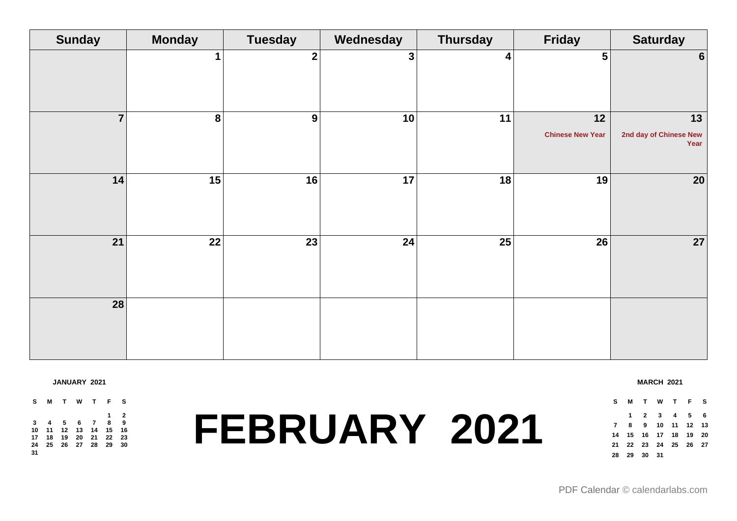| Sunday | Monday | Tuesday | Wednesday | Thursday | Friday | Saturday |
|---|---|---|---|---|---|---|
| | 1 | 2 | 3 | 4 | 5 | 6 |
| 7 | 8 | 9 | 10 | 11 | 12 Chinese New Year | 13 2nd day of Chinese New Year |
| 14 | 15 | 16 | 17 | 18 | 19 | 20 |
| 21 | 22 | 23 | 24 | 25 | 26 | 27 |
| 28 | | | | | | |

**JANUARY 2021**

| S | M | T | W | T | F | S |
|---|---|---|---|---|---|---|
| | | | | | 1 | 2 |
| 3 | 4 | 5 | 6 | 7 | 8 | 9 |
| 10 | 11 | 12 | 13 | 14 | 15 | 16 |
| 17 | 18 | 19 | 20 | 21 | 22 | 23 |
| 24 | 25 | 26 | 27 | 28 | 29 | 30 |
| 31 | | | | | | |

# FEBRUARY 2021

**MARCH 2021**

| S | M | T | W | T | F | S |
|---|---|---|---|---|---|---|
| | 1 | 2 | 3 | 4 | 5 | 6 |
| 7 | 8 | 9 | 10 | 11 | 12 | 13 |
| 14 | 15 | 16 | 17 | 18 | 19 | 20 |
| 21 | 22 | 23 | 24 | 25 | 26 | 27 |
| 28 | 29 | 30 | 31 | | | |

PDF Calendar © calendarlabs.com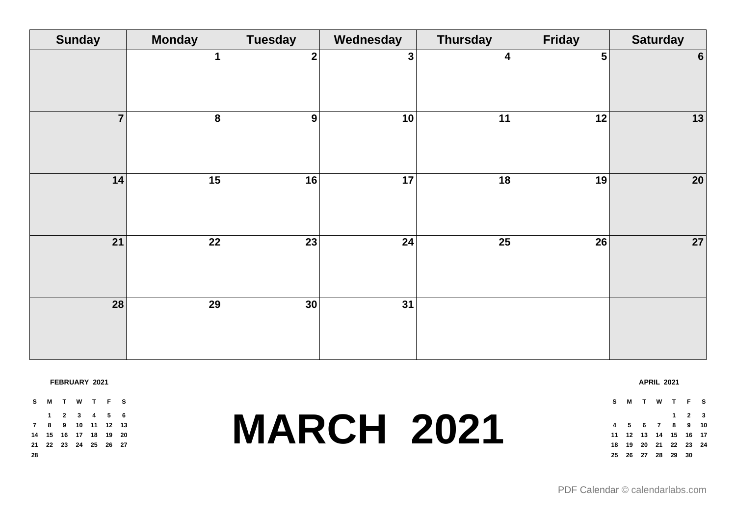# MARCH 2021

| Sunday | Monday | Tuesday | Wednesday | Thursday | Friday | Saturday |
|---|---|---|---|---|---|---|
| | 1 | 2 | 3 | 4 | 5 | 6 |
| 7 | 8 | 9 | 10 | 11 | 12 | 13 |
| 14 | 15 | 16 | 17 | 18 | 19 | 20 |
| 21 | 22 | 23 | 24 | 25 | 26 | 27 |
| 28 | 29 | 30 | 31 | | | |

**FEBRUARY 2021**

| S | M | T | W | T | F | S |
|---|---|---|---|---|---|---|
| | 1 | 2 | 3 | 4 | 5 | 6 |
| 7 | 8 | 9 | 10 | 11 | 12 | 13 |
| 14 | 15 | 16 | 17 | 18 | 19 | 20 |
| 21 | 22 | 23 | 24 | 25 | 26 | 27 |
| 28 | | | | | | |

**APRIL 2021**

| S | M | T | W | T | F | S |
|---|---|---|---|---|---|---|
| | | | | 1 | 2 | 3 |
| 4 | 5 | 6 | 7 | 8 | 9 | 10 |
| 11 | 12 | 13 | 14 | 15 | 16 | 17 |
| 18 | 19 | 20 | 21 | 22 | 23 | 24 |
| 25 | 26 | 27 | 28 | 29 | 30 | |

PDF Calendar © calendarlabs.com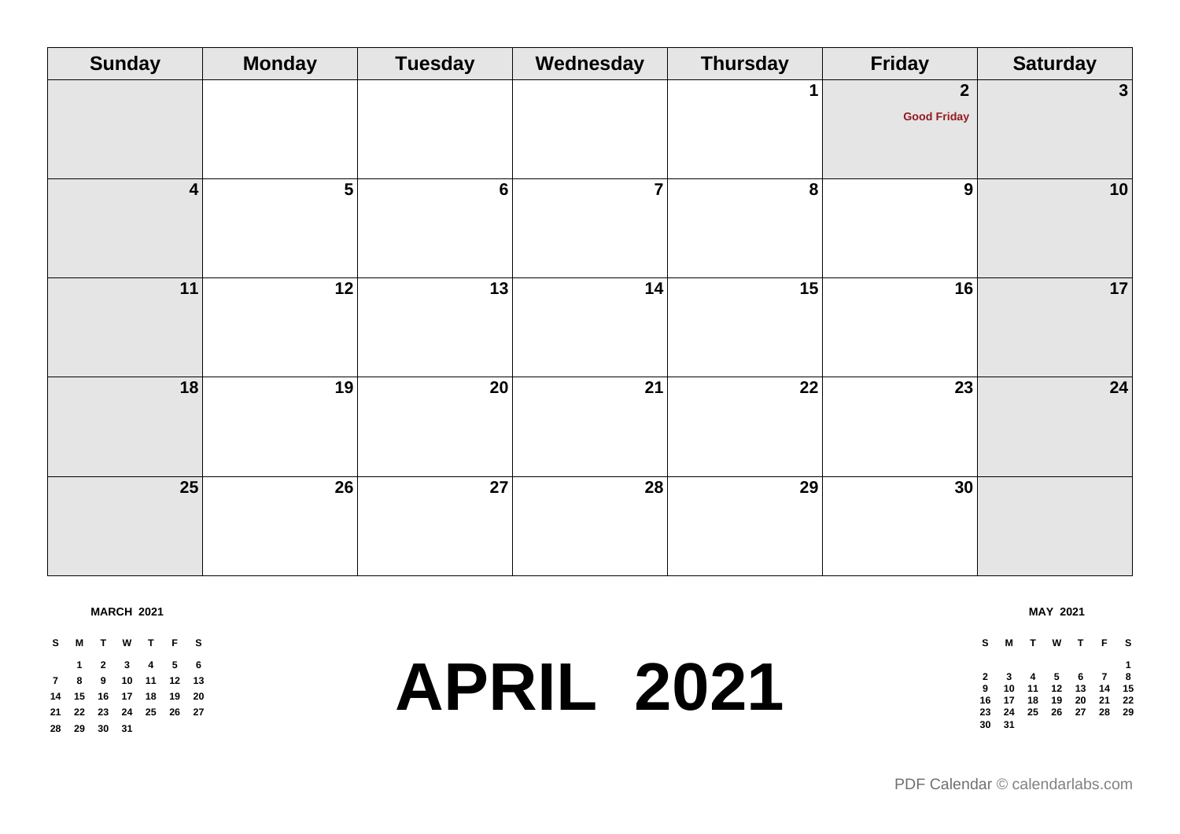| Sunday | Monday | Tuesday | Wednesday | Thursday | Friday | Saturday |
|---|---|---|---|---|---|---|
| | | | | 1 | 2 Good Friday | 3 |
| 4 | 5 | 6 | 7 | 8 | 9 | 10 |
| 11 | 12 | 13 | 14 | 15 | 16 | 17 |
| 18 | 19 | 20 | 21 | 22 | 23 | 24 |
| 25 | 26 | 27 | 28 | 29 | 30 | |

**MARCH 2021**

| S | M | T | W | T | F | S |
|---|---|---|---|---|---|---|
| | 1 | 2 | 3 | 4 | 5 | 6 |
| 7 | 8 | 9 | 10 | 11 | 12 | 13 |
| 14 | 15 | 16 | 17 | 18 | 19 | 20 |
| 21 | 22 | 23 | 24 | 25 | 26 | 27 |
| 28 | 29 | 30 | 31 | | | |

# APRIL 2021

**MAY 2021**

| S | M | T | W | T | F | S |
|---|---|---|---|---|---|---|
| | | | | | | 1 |
| 2 | 3 | 4 | 5 | 6 | 7 | 8 |
| 9 | 10 | 11 | 12 | 13 | 14 | 15 |
| 16 | 17 | 18 | 19 | 20 | 21 | 22 |
| 23 | 24 | 25 | 26 | 27 | 28 | 29 |
| 30 | 31 | | | | | |

PDF Calendar © calendarlabs.com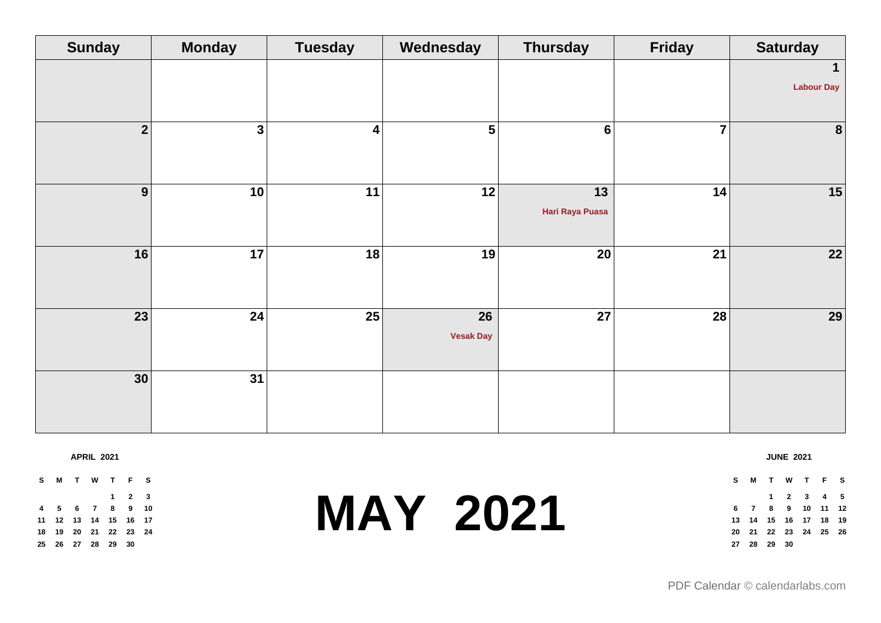| Sunday | Monday | Tuesday | Wednesday | Thursday | Friday | Saturday |
|---|---|---|---|---|---|---|
| | | | | | | 1 Labour Day |
| 2 | 3 | 4 | 5 | 6 | 7 | 8 |
| 9 | 10 | 11 | 12 | 13 Hari Raya Puasa | 14 | 15 |
| 16 | 17 | 18 | 19 | 20 | 21 | 22 |
| 23 | 24 | 25 | 26 Vesak Day | 27 | 28 | 29 |
| 30 | 31 | | | | | |

**APRIL 2021**

| S | M | T | W | T | F | S |
|---|---|---|---|---|---|---|
| | | | | 1 | 2 | 3 |
| 4 | 5 | 6 | 7 | 8 | 9 | 10 |
| 11 | 12 | 13 | 14 | 15 | 16 | 17 |
| 18 | 19 | 20 | 21 | 22 | 23 | 24 |
| 25 | 26 | 27 | 28 | 29 | 30 | |

# MAY 2021

**JUNE 2021**

| S | M | T | W | T | F | S |
|---|---|---|---|---|---|---|
| | | 1 | 2 | 3 | 4 | 5 |
| 6 | 7 | 8 | 9 | 10 | 11 | 12 |
| 13 | 14 | 15 | 16 | 17 | 18 | 19 |
| 20 | 21 | 22 | 23 | 24 | 25 | 26 |
| 27 | 28 | 29 | 30 | | | |

PDF Calendar © calendarlabs.com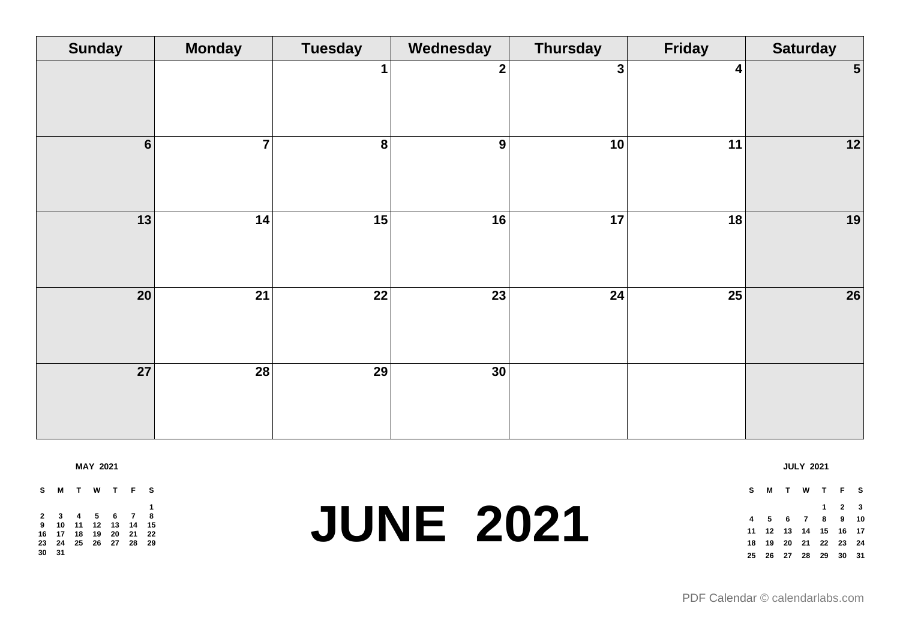| Sunday | Monday | Tuesday | Wednesday | Thursday | Friday | Saturday |
|---|---|---|---|---|---|---|
| | | 1 | 2 | 3 | 4 | 5 |
| 6 | 7 | 8 | 9 | 10 | 11 | 12 |
| 13 | 14 | 15 | 16 | 17 | 18 | 19 |
| 20 | 21 | 22 | 23 | 24 | 25 | 26 |
| 27 | 28 | 29 | 30 | | | |

**MAY 2021**

| S | M | T | W | T | F | S |
|---|---|---|---|---|---|---|
| | | | | | | 1 |
| 2 | 3 | 4 | 5 | 6 | 7 | 8 |
| 9 | 10 | 11 | 12 | 13 | 14 | 15 |
| 16 | 17 | 18 | 19 | 20 | 21 | 22 |
| 23 | 24 | 25 | 26 | 27 | 28 | 29 |
| 30 | 31 | | | | | |

# JUNE 2021

**JULY 2021**

| S | M | T | W | T | F | S |
|---|---|---|---|---|---|---|
| | | | | 1 | 2 | 3 |
| 4 | 5 | 6 | 7 | 8 | 9 | 10 |
| 11 | 12 | 13 | 14 | 15 | 16 | 17 |
| 18 | 19 | 20 | 21 | 22 | 23 | 24 |
| 25 | 26 | 27 | 28 | 29 | 30 | 31 |

PDF Calendar © calendarlabs.com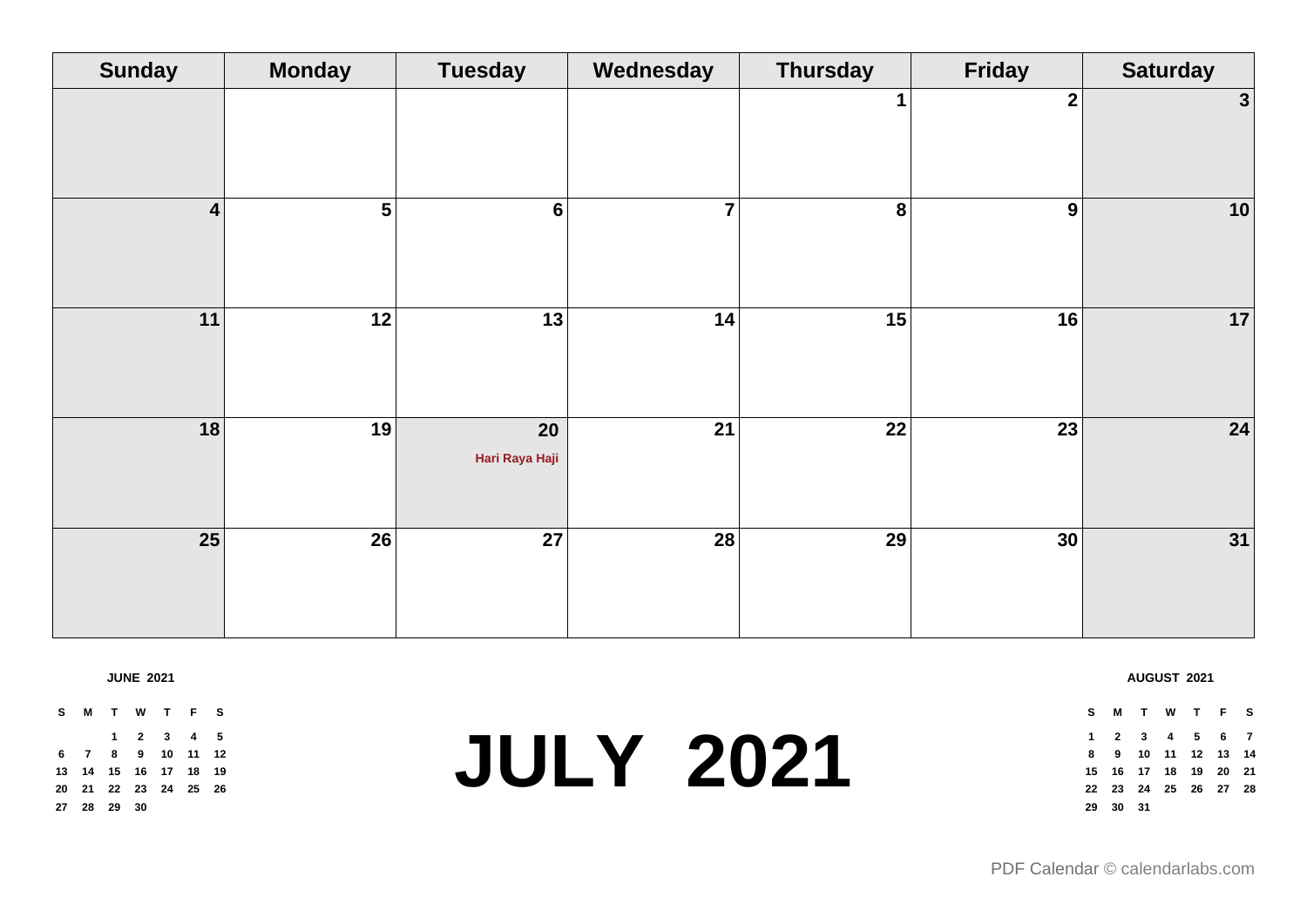# JULY 2021

| Sunday | Monday | Tuesday | Wednesday | Thursday | Friday | Saturday |
|---|---|---|---|---|---|---|
| | | | | 1 | 2 | 3 |
| 4 | 5 | 6 | 7 | 8 | 9 | 10 |
| 11 | 12 | 13 | 14 | 15 | 16 | 17 |
| 18 | 19 | 20 Hari Raya Haji | 21 | 22 | 23 | 24 |
| 25 | 26 | 27 | 28 | 29 | 30 | 31 |

**JUNE 2021**

| S | M | T | W | T | F | S |
|---|---|---|---|---|---|---|
| | | 1 | 2 | 3 | 4 | 5 |
| 6 | 7 | 8 | 9 | 10 | 11 | 12 |
| 13 | 14 | 15 | 16 | 17 | 18 | 19 |
| 20 | 21 | 22 | 23 | 24 | 25 | 26 |
| 27 | 28 | 29 | 30 | | | |

**AUGUST 2021**

| S | M | T | W | T | F | S |
|---|---|---|---|---|---|---|
| 1 | 2 | 3 | 4 | 5 | 6 | 7 |
| 8 | 9 | 10 | 11 | 12 | 13 | 14 |
| 15 | 16 | 17 | 18 | 19 | 20 | 21 |
| 22 | 23 | 24 | 25 | 26 | 27 | 28 |
| 29 | 30 | 31 | | | | |

PDF Calendar © calendarlabs.com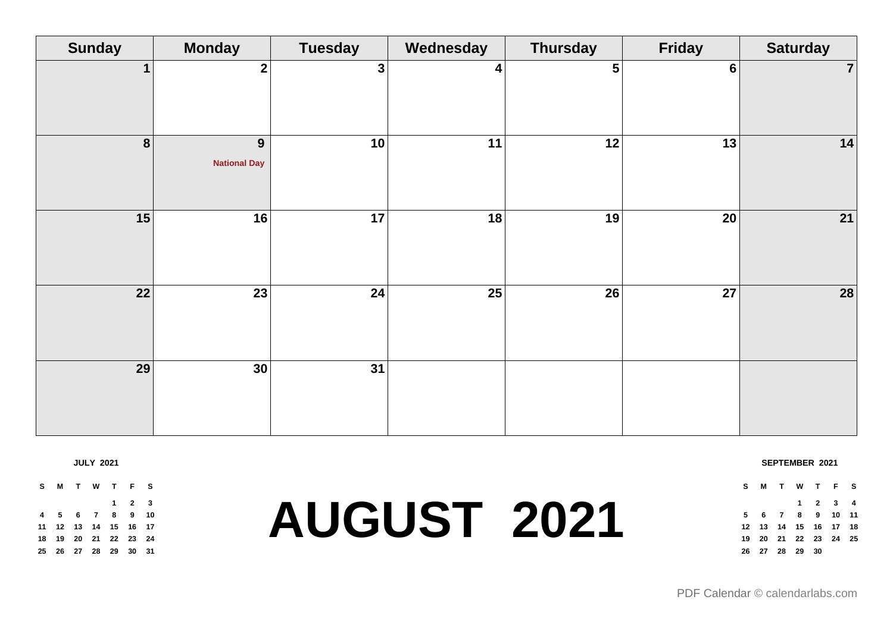| Sunday | Monday | Tuesday | Wednesday | Thursday | Friday | Saturday |
|---|---|---|---|---|---|---|
| 1 | 2 | 3 | 4 | 5 | 6 | 7 |
| 8 | 9 National Day | 10 | 11 | 12 | 13 | 14 |
| 15 | 16 | 17 | 18 | 19 | 20 | 21 |
| 22 | 23 | 24 | 25 | 26 | 27 | 28 |
| 29 | 30 | 31 | | | | |

**JULY 2021**

| S | M | T | W | T | F | S |
|---|---|---|---|---|---|---|
| | | | | 1 | 2 | 3 |
| 4 | 5 | 6 | 7 | 8 | 9 | 10 |
| 11 | 12 | 13 | 14 | 15 | 16 | 17 |
| 18 | 19 | 20 | 21 | 22 | 23 | 24 |
| 25 | 26 | 27 | 28 | 29 | 30 | 31 |

# AUGUST 2021

**SEPTEMBER 2021**

| S | M | T | W | T | F | S |
|---|---|---|---|---|---|---|
| | | | 1 | 2 | 3 | 4 |
| 5 | 6 | 7 | 8 | 9 | 10 | 11 |
| 12 | 13 | 14 | 15 | 16 | 17 | 18 |
| 19 | 20 | 21 | 22 | 23 | 24 | 25 |
| 26 | 27 | 28 | 29 | 30 | | |

PDF Calendar © calendarlabs.com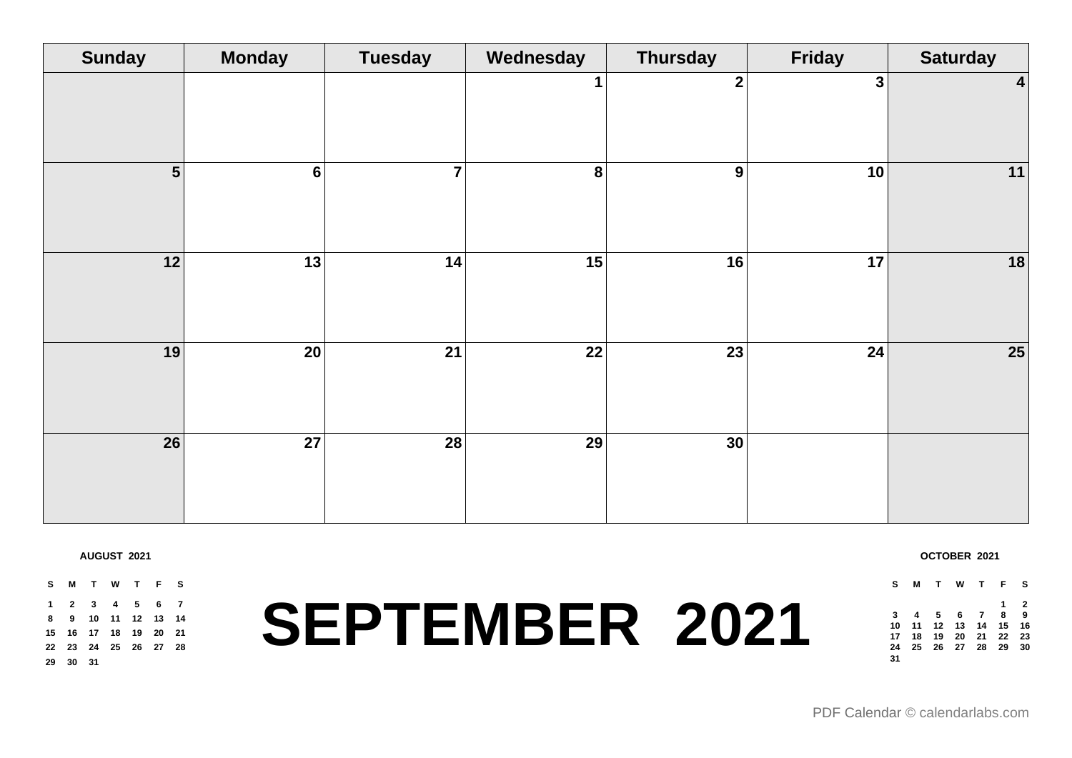| Sunday | Monday | Tuesday | Wednesday | Thursday | Friday | Saturday |
| --- | --- | --- | --- | --- | --- | --- |
| | | | 1 | 2 | 3 | 4 |
| 5 | 6 | 7 | 8 | 9 | 10 | 11 |
| 12 | 13 | 14 | 15 | 16 | 17 | 18 |
| 19 | 20 | 21 | 22 | 23 | 24 | 25 |
| 26 | 27 | 28 | 29 | 30 | | |

**AUGUST 2021**

| S | M | T | W | T | F | S |
| --- | --- | --- | --- | --- | --- | --- |
| 1 | 2 | 3 | 4 | 5 | 6 | 7 |
| 8 | 9 | 10 | 11 | 12 | 13 | 14 |
| 15 | 16 | 17 | 18 | 19 | 20 | 21 |
| 22 | 23 | 24 | 25 | 26 | 27 | 28 |
| 29 | 30 | 31 | | | | |

# SEPTEMBER 2021

**OCTOBER 2021**

| S | M | T | W | T | F | S |
| --- | --- | --- | --- | --- | --- | --- |
| | | | | | 1 | 2 |
| 3 | 4 | 5 | 6 | 7 | 8 | 9 |
| 10 | 11 | 12 | 13 | 14 | 15 | 16 |
| 17 | 18 | 19 | 20 | 21 | 22 | 23 |
| 24 | 25 | 26 | 27 | 28 | 29 | 30 |
| 31 | | | | | | |

PDF Calendar © calendarlabs.com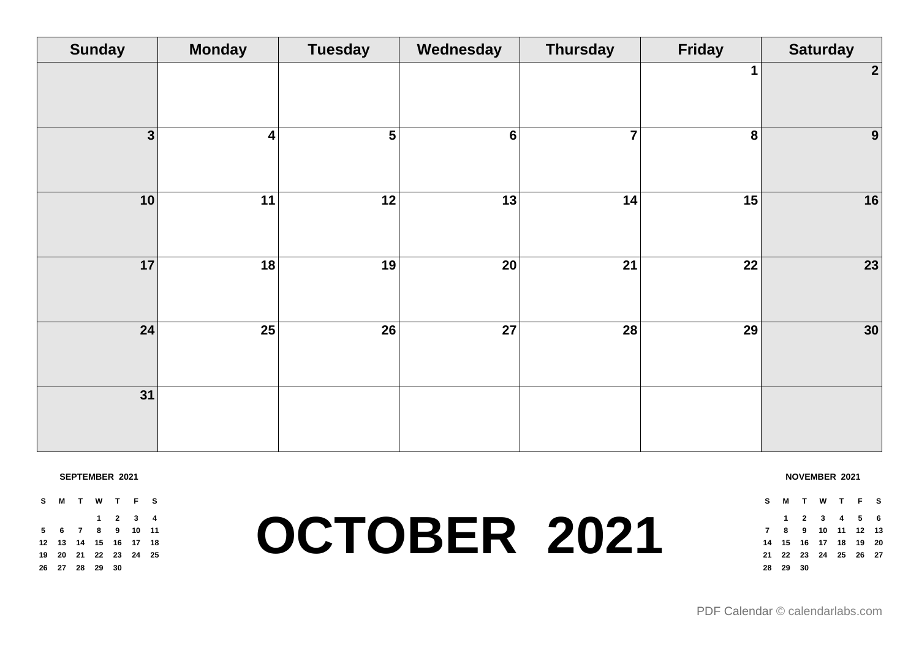| Sunday | Monday | Tuesday | Wednesday | Thursday | Friday | Saturday |
|---|---|---|---|---|---|---|
| | | | | | 1 | 2 |
| 3 | 4 | 5 | 6 | 7 | 8 | 9 |
| 10 | 11 | 12 | 13 | 14 | 15 | 16 |
| 17 | 18 | 19 | 20 | 21 | 22 | 23 |
| 24 | 25 | 26 | 27 | 28 | 29 | 30 |
| 31 | | | | | | |

**SEPTEMBER 2021**

| S | M | T | W | T | F | S |
|---|---|---|---|---|---|---|
| | | | 1 | 2 | 3 | 4 |
| 5 | 6 | 7 | 8 | 9 | 10 | 11 |
| 12 | 13 | 14 | 15 | 16 | 17 | 18 |
| 19 | 20 | 21 | 22 | 23 | 24 | 25 |
| 26 | 27 | 28 | 29 | 30 | | |

# OCTOBER 2021

**NOVEMBER 2021**

| S | M | T | W | T | F | S |
|---|---|---|---|---|---|---|
| | 1 | 2 | 3 | 4 | 5 | 6 |
| 7 | 8 | 9 | 10 | 11 | 12 | 13 |
| 14 | 15 | 16 | 17 | 18 | 19 | 20 |
| 21 | 22 | 23 | 24 | 25 | 26 | 27 |
| 28 | 29 | 30 | | | | |

PDF Calendar © calendarlabs.com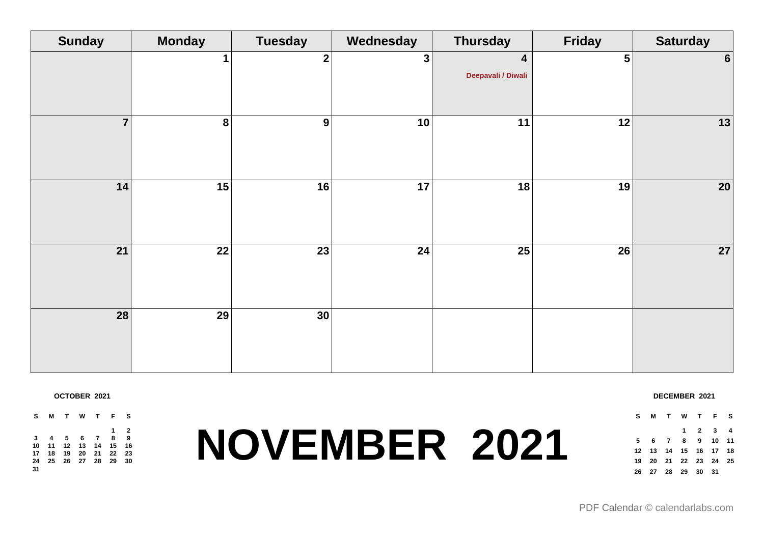# NOVEMBER 2021

| Sunday | Monday | Tuesday | Wednesday | Thursday | Friday | Saturday |
|---|---|---|---|---|---|---|
| | 1 | 2 | 3 | 4 Deepavali / Diwali | 5 | 6 |
| 7 | 8 | 9 | 10 | 11 | 12 | 13 |
| 14 | 15 | 16 | 17 | 18 | 19 | 20 |
| 21 | 22 | 23 | 24 | 25 | 26 | 27 |
| 28 | 29 | 30 | | | | |

**OCTOBER 2021**

| S | M | T | W | T | F | S |
|---|---|---|---|---|---|---|
| | | | | | 1 | 2 |
| 3 | 4 | 5 | 6 | 7 | 8 | 9 |
| 10 | 11 | 12 | 13 | 14 | 15 | 16 |
| 17 | 18 | 19 | 20 | 21 | 22 | 23 |
| 24 | 25 | 26 | 27 | 28 | 29 | 30 |
| 31 | | | | | | |

**DECEMBER 2021**

| S | M | T | W | T | F | S |
|---|---|---|---|---|---|---|
| | | | 1 | 2 | 3 | 4 |
| 5 | 6 | 7 | 8 | 9 | 10 | 11 |
| 12 | 13 | 14 | 15 | 16 | 17 | 18 |
| 19 | 20 | 21 | 22 | 23 | 24 | 25 |
| 26 | 27 | 28 | 29 | 30 | 31 | |

PDF Calendar © calendarlabs.com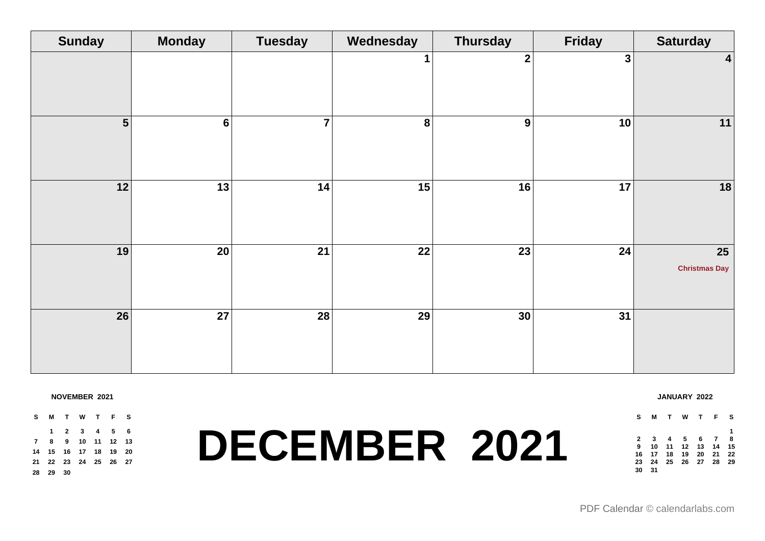# DECEMBER 2021

| Sunday | Monday | Tuesday | Wednesday | Thursday | Friday | Saturday |
|---|---|---|---|---|---|---|
| | | | 1 | 2 | 3 | 4 |
| 5 | 6 | 7 | 8 | 9 | 10 | 11 |
| 12 | 13 | 14 | 15 | 16 | 17 | 18 |
| 19 | 20 | 21 | 22 | 23 | 24 | 25 Christmas Day |
| 26 | 27 | 28 | 29 | 30 | 31 | |

**NOVEMBER 2021**

| S | M | T | W | T | F | S |
|---|---|---|---|---|---|---|
| | 1 | 2 | 3 | 4 | 5 | 6 |
| 7 | 8 | 9 | 10 | 11 | 12 | 13 |
| 14 | 15 | 16 | 17 | 18 | 19 | 20 |
| 21 | 22 | 23 | 24 | 25 | 26 | 27 |
| 28 | 29 | 30 | | | | |

**JANUARY 2022**

| S | M | T | W | T | F | S |
|---|---|---|---|---|---|---|
| | | | | | | 1 |
| 2 | 3 | 4 | 5 | 6 | 7 | 8 |
| 9 | 10 | 11 | 12 | 13 | 14 | 15 |
| 16 | 17 | 18 | 19 | 20 | 21 | 22 |
| 23 | 24 | 25 | 26 | 27 | 28 | 29 |
| 30 | 31 | | | | | |

PDF Calendar © calendarlabs.com